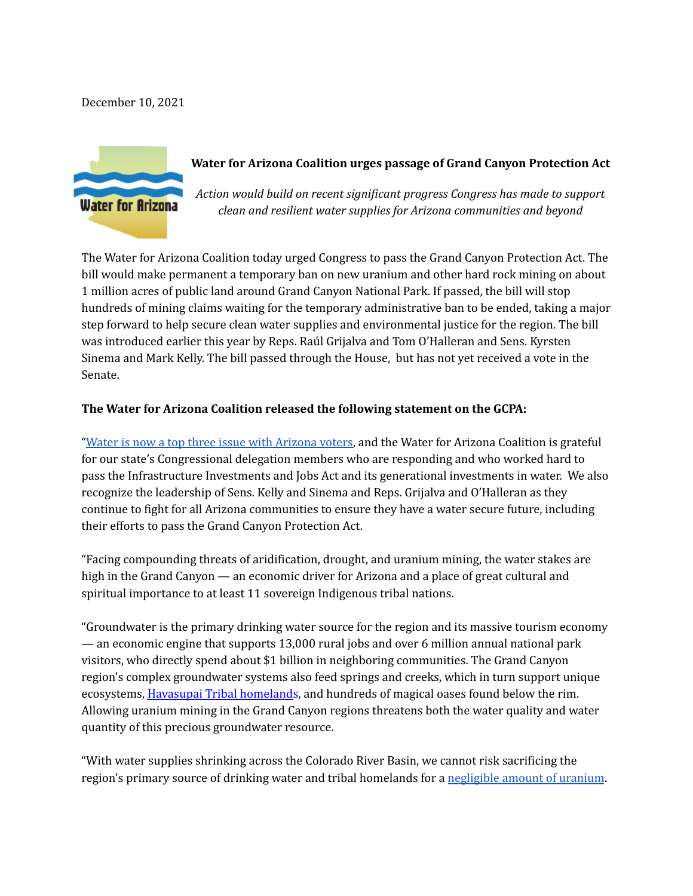December 10, 2021

Water for Arizona

# Water for Arizona Coalition urges passage of Grand Canyon Protection Act

*Action would build on recent significant progress Congress has made to support clean and resilient water supplies for Arizona communities and beyond*

The Water for Arizona Coalition today urged Congress to pass the Grand Canyon Protection Act. The bill would make permanent a temporary ban on new uranium and other hard rock mining on about 1 million acres of public land around Grand Canyon National Park. If passed, the bill will stop hundreds of mining claims waiting for the temporary administrative ban to be ended, taking a major step forward to help secure clean water supplies and environmental justice for the region. The bill was introduced earlier this year by Reps. Raúl Grijalva and Tom O'Halleran and Sens. Kyrsten Sinema and Mark Kelly. The bill passed through the House, but has not yet received a vote in the Senate.

**The Water for Arizona Coalition released the following statement on the GCPA:**

"Water is now a top three issue with Arizona voters, and the Water for Arizona Coalition is grateful for our state's Congressional delegation members who are responding and who worked hard to pass the Infrastructure Investments and Jobs Act and its generational investments in water. We also recognize the leadership of Sens. Kelly and Sinema and Reps. Grijalva and O'Halleran as they continue to fight for all Arizona communities to ensure they have a water secure future, including their efforts to pass the Grand Canyon Protection Act.

"Facing compounding threats of aridification, drought, and uranium mining, the water stakes are high in the Grand Canyon — an economic driver for Arizona and a place of great cultural and spiritual importance to at least 11 sovereign Indigenous tribal nations.

"Groundwater is the primary drinking water source for the region and its massive tourism economy — an economic engine that supports 13,000 rural jobs and over 6 million annual national park visitors, who directly spend about $1 billion in neighboring communities. The Grand Canyon region's complex groundwater systems also feed springs and creeks, which in turn support unique ecosystems, Havasupai Tribal homelands, and hundreds of magical oases found below the rim. Allowing uranium mining in the Grand Canyon regions threatens both the water quality and water quantity of this precious groundwater resource.

"With water supplies shrinking across the Colorado River Basin, we cannot risk sacrificing the region's primary source of drinking water and tribal homelands for a negligible amount of uranium.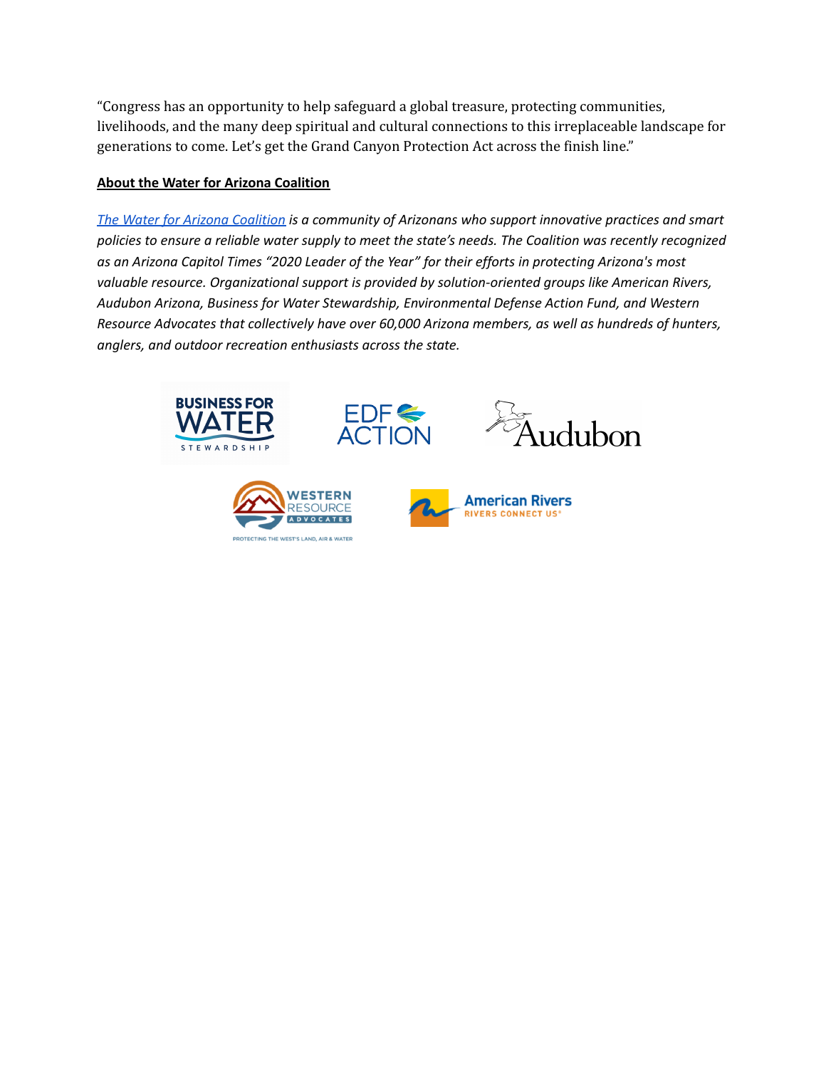"Congress has an opportunity to help safeguard a global treasure, protecting communities, livelihoods, and the many deep spiritual and cultural connections to this irreplaceable landscape for generations to come. Let's get the Grand Canyon Protection Act across the finish line."

**About the Water for Arizona Coalition**

*[The Water for Arizona Coalition](#) is a community of Arizonans who support innovative practices and smart policies to ensure a reliable water supply to meet the state's needs. The Coalition was recently recognized as an Arizona Capitol Times "2020 Leader of the Year" for their efforts in protecting Arizona's most valuable resource. Organizational support is provided by solution-oriented groups like American Rivers, Audubon Arizona, Business for Water Stewardship, Environmental Defense Action Fund, and Western Resource Advocates that collectively have over 60,000 Arizona members, as well as hundreds of hunters, anglers, and outdoor recreation enthusiasts across the state.*

BUSINESS FOR WATER STEWARDSHIP

EDF ACTION

Audubon

WESTERN RESOURCE ADVOCATES
PROTECTING THE WEST'S LAND, AIR & WATER

American Rivers
RIVERS CONNECT US®